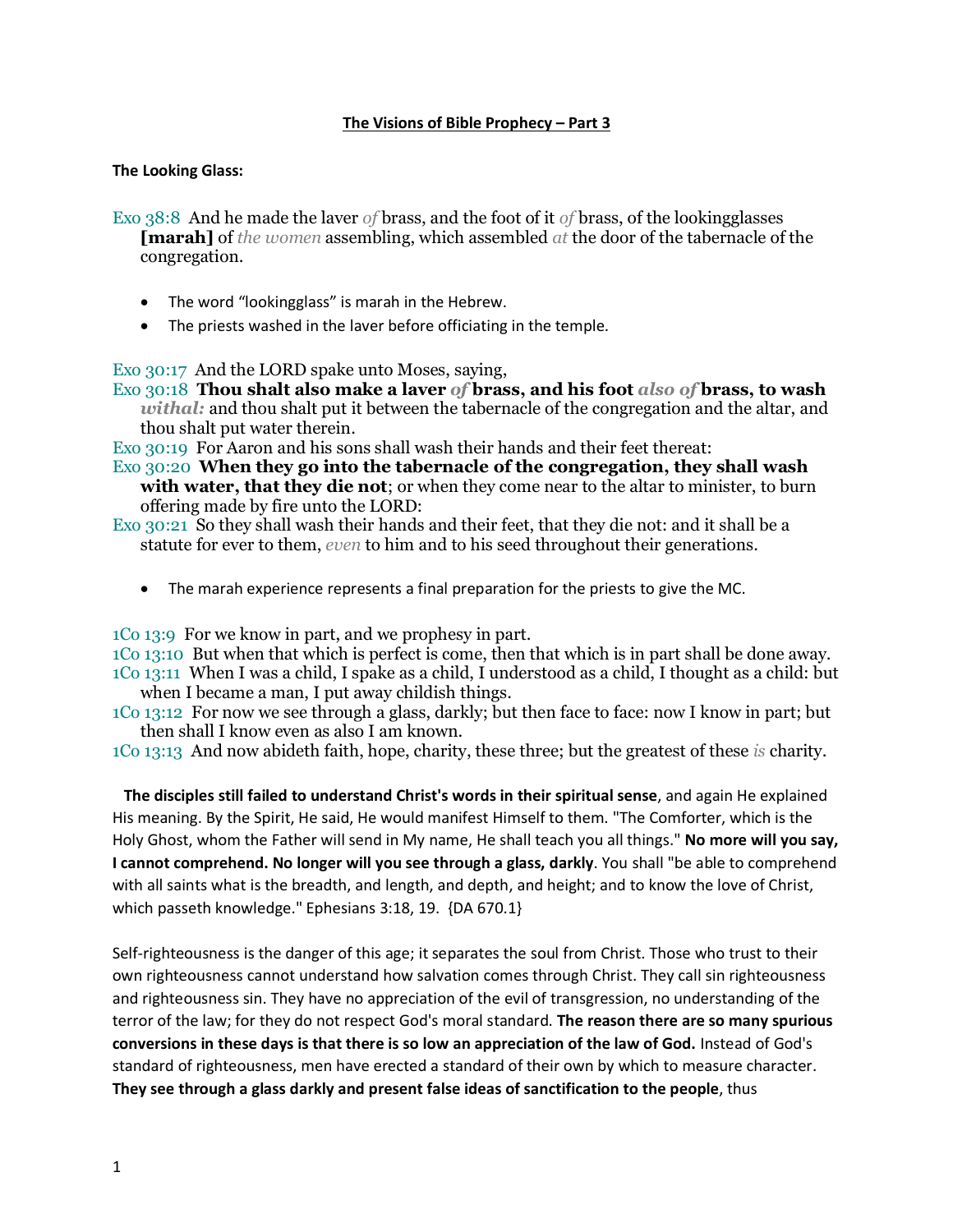**The Visions of Bible Prophecy – Part 3**

**The Looking Glass:**

Exo 38:8 And he made the laver *of* brass, and the foot of it *of* brass, of the lookingglasses **[marah]** of *the women* assembling, which assembled *at* the door of the tabernacle of the congregation.

- The word "lookingglass" is marah in the Hebrew.
- The priests washed in the laver before officiating in the temple.

Exo 30:17 And the LORD spake unto Moses, saying,
Exo 30:18 **Thou shalt also make a laver *of* brass, and his foot *also of* brass, to wash *withal:*** and thou shalt put it between the tabernacle of the congregation and the altar, and thou shalt put water therein.
Exo 30:19 For Aaron and his sons shall wash their hands and their feet thereat:
Exo 30:20 **When they go into the tabernacle of the congregation, they shall wash with water, that they die not**; or when they come near to the altar to minister, to burn offering made by fire unto the LORD:
Exo 30:21 So they shall wash their hands and their feet, that they die not: and it shall be a statute for ever to them, *even* to him and to his seed throughout their generations.

- The marah experience represents a final preparation for the priests to give the MC.

1Co 13:9 For we know in part, and we prophesy in part.
1Co 13:10 But when that which is perfect is come, then that which is in part shall be done away.
1Co 13:11 When I was a child, I spake as a child, I understood as a child, I thought as a child: but when I became a man, I put away childish things.
1Co 13:12 For now we see through a glass, darkly; but then face to face: now I know in part; but then shall I know even as also I am known.
1Co 13:13 And now abideth faith, hope, charity, these three; but the greatest of these *is* charity.

**The disciples still failed to understand Christ's words in their spiritual sense**, and again He explained His meaning. By the Spirit, He said, He would manifest Himself to them. "The Comforter, which is the Holy Ghost, whom the Father will send in My name, He shall teach you all things." **No more will you say, I cannot comprehend. No longer will you see through a glass, darkly**. You shall "be able to comprehend with all saints what is the breadth, and length, and depth, and height; and to know the love of Christ, which passeth knowledge." Ephesians 3:18, 19. {DA 670.1}

Self-righteousness is the danger of this age; it separates the soul from Christ. Those who trust to their own righteousness cannot understand how salvation comes through Christ. They call sin righteousness and righteousness sin. They have no appreciation of the evil of transgression, no understanding of the terror of the law; for they do not respect God's moral standard. **The reason there are so many spurious conversions in these days is that there is so low an appreciation of the law of God.** Instead of God's standard of righteousness, men have erected a standard of their own by which to measure character. **They see through a glass darkly and present false ideas of sanctification to the people**, thus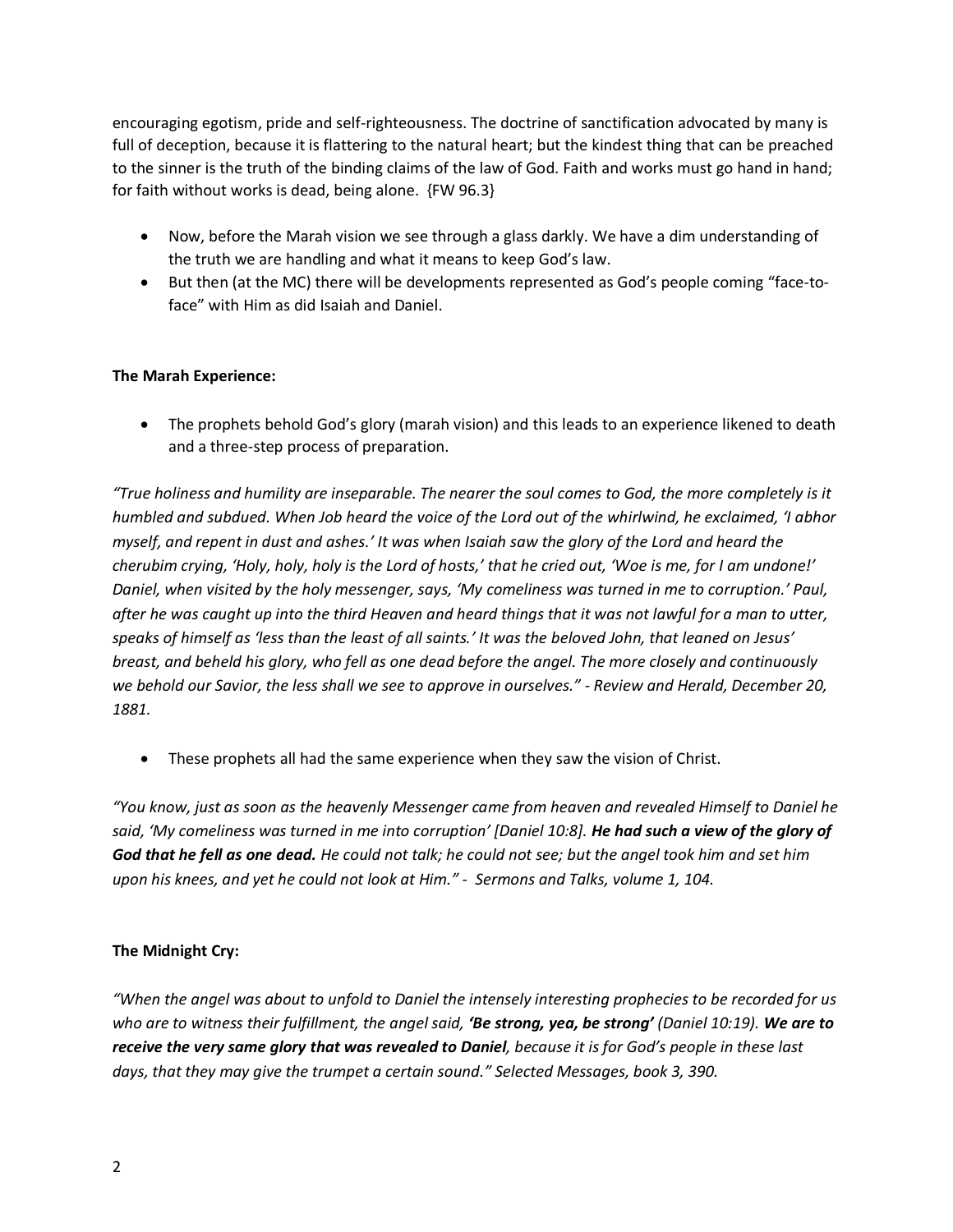encouraging egotism, pride and self-righteousness. The doctrine of sanctification advocated by many is full of deception, because it is flattering to the natural heart; but the kindest thing that can be preached to the sinner is the truth of the binding claims of the law of God. Faith and works must go hand in hand; for faith without works is dead, being alone. {FW 96.3}

- Now, before the Marah vision we see through a glass darkly. We have a dim understanding of the truth we are handling and what it means to keep God's law.
- But then (at the MC) there will be developments represented as God's people coming "face-to-face" with Him as did Isaiah and Daniel.

**The Marah Experience:**

- The prophets behold God's glory (marah vision) and this leads to an experience likened to death and a three-step process of preparation.

*"True holiness and humility are inseparable. The nearer the soul comes to God, the more completely is it humbled and subdued. When Job heard the voice of the Lord out of the whirlwind, he exclaimed, 'I abhor myself, and repent in dust and ashes.' It was when Isaiah saw the glory of the Lord and heard the cherubim crying, 'Holy, holy, holy is the Lord of hosts,' that he cried out, 'Woe is me, for I am undone!' Daniel, when visited by the holy messenger, says, 'My comeliness was turned in me to corruption.' Paul, after he was caught up into the third Heaven and heard things that it was not lawful for a man to utter, speaks of himself as 'less than the least of all saints.' It was the beloved John, that leaned on Jesus' breast, and beheld his glory, who fell as one dead before the angel. The more closely and continuously we behold our Savior, the less shall we see to approve in ourselves." - Review and Herald, December 20, 1881.*

- These prophets all had the same experience when they saw the vision of Christ.

*"You know, just as soon as the heavenly Messenger came from heaven and revealed Himself to Daniel he said, 'My comeliness was turned in me into corruption' [Daniel 10:8].* ***He had such a view of the glory of God that he fell as one dead.*** *He could not talk; he could not see; but the angel took him and set him upon his knees, and yet he could not look at Him." - Sermons and Talks, volume 1, 104.*

**The Midnight Cry:**

*"When the angel was about to unfold to Daniel the intensely interesting prophecies to be recorded for us who are to witness their fulfillment, the angel said,* ***'Be strong, yea, be strong'*** *(Daniel 10:19).* ***We are to receive the very same glory that was revealed to Daniel****, because it is for God's people in these last days, that they may give the trumpet a certain sound." Selected Messages, book 3, 390.*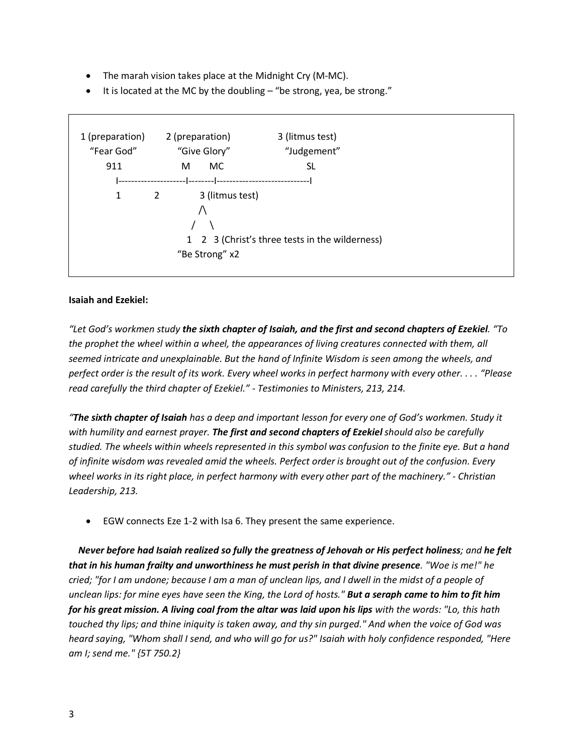- The marah vision takes place at the Midnight Cry (M-MC).
- It is located at the MC by the doubling – "be strong, yea, be strong."

```
1 (preparation)     2 (preparation)           3 (litmus test)
  "Fear God"          "Give Glory"              "Judgement"
     911               M       MC                   SL
      I---------------------I--------I-----------------------------I
      1          2              3 (litmus test)
                                /\
                               /  \
                             1   2  3 (Christ's three tests in the wilderness)
                           "Be Strong" x2
```

**Isaiah and Ezekiel:**

*"Let God's workmen study* ***the sixth chapter of Isaiah, and the first and second chapters of Ezekiel****. "To the prophet the wheel within a wheel, the appearances of living creatures connected with them, all seemed intricate and unexplainable. But the hand of Infinite Wisdom is seen among the wheels, and perfect order is the result of its work. Every wheel works in perfect harmony with every other. . . . "Please read carefully the third chapter of Ezekiel." - Testimonies to Ministers, 213, 214.*

*"****The sixth chapter of Isaiah*** *has a deep and important lesson for every one of God's workmen. Study it with humility and earnest prayer.* ***The first and second chapters of Ezekiel*** *should also be carefully studied. The wheels within wheels represented in this symbol was confusion to the finite eye. But a hand of infinite wisdom was revealed amid the wheels. Perfect order is brought out of the confusion. Every wheel works in its right place, in perfect harmony with every other part of the machinery." - Christian Leadership, 213.*

- EGW connects Eze 1-2 with Isa 6. They present the same experience.

***Never before had Isaiah realized so fully the greatness of Jehovah or His perfect holiness****; and* ***he felt that in his human frailty and unworthiness he must perish in that divine presence****. "Woe is me!" he cried; "for I am undone; because I am a man of unclean lips, and I dwell in the midst of a people of unclean lips: for mine eyes have seen the King, the Lord of hosts."* ***But a seraph came to him to fit him for his great mission. A living coal from the altar was laid upon his lips*** *with the words: "Lo, this hath touched thy lips; and thine iniquity is taken away, and thy sin purged." And when the voice of God was heard saying, "Whom shall I send, and who will go for us?" Isaiah with holy confidence responded, "Here am I; send me." {5T 750.2}*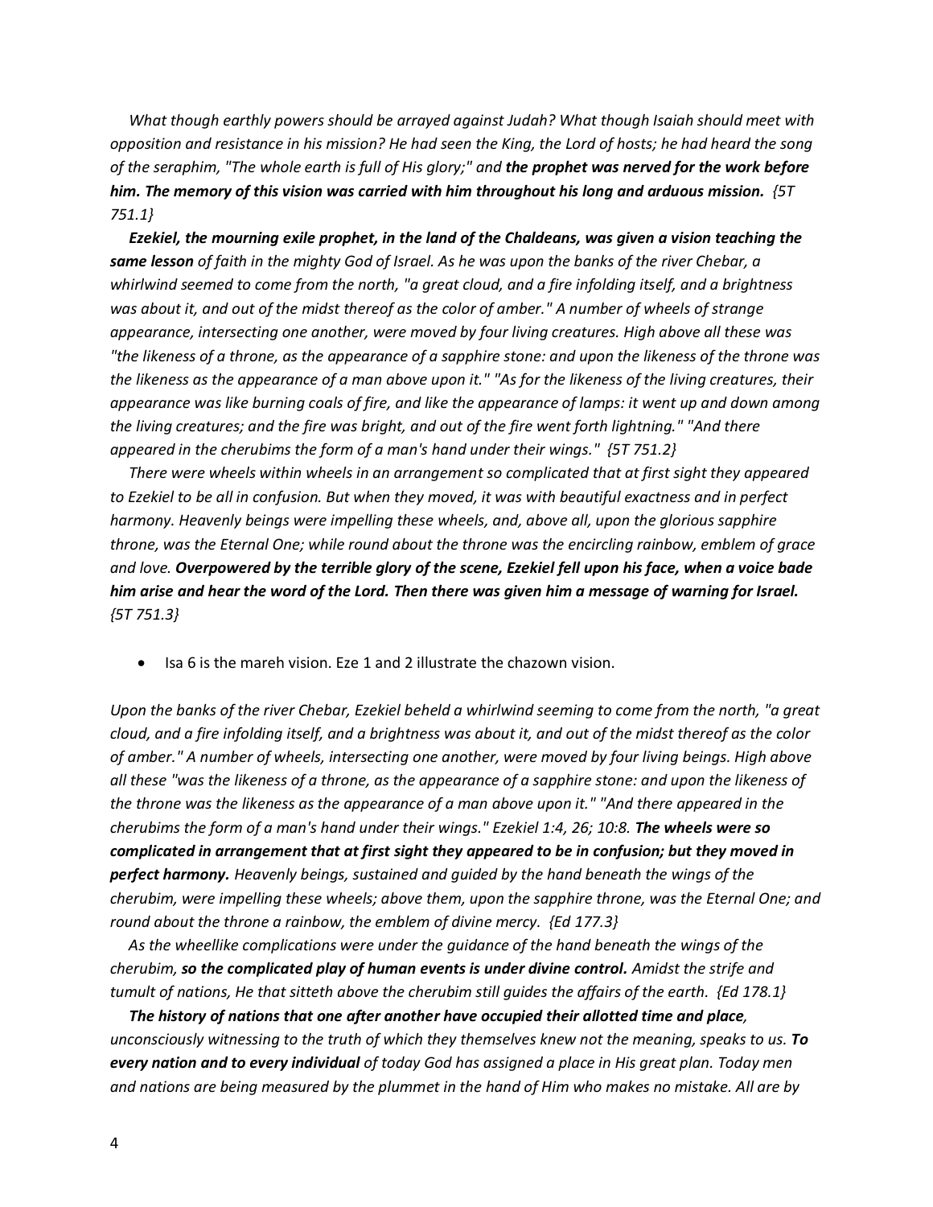*What though earthly powers should be arrayed against Judah? What though Isaiah should meet with opposition and resistance in his mission? He had seen the King, the Lord of hosts; he had heard the song of the seraphim, "The whole earth is full of His glory;" and* ***the prophet was nerved for the work before him. The memory of this vision was carried with him throughout his long and arduous mission.*** *{5T 751.1}*

***Ezekiel, the mourning exile prophet, in the land of the Chaldeans, was given a vision teaching the same lesson*** *of faith in the mighty God of Israel. As he was upon the banks of the river Chebar, a whirlwind seemed to come from the north, "a great cloud, and a fire infolding itself, and a brightness was about it, and out of the midst thereof as the color of amber." A number of wheels of strange appearance, intersecting one another, were moved by four living creatures. High above all these was "the likeness of a throne, as the appearance of a sapphire stone: and upon the likeness of the throne was the likeness as the appearance of a man above upon it." "As for the likeness of the living creatures, their appearance was like burning coals of fire, and like the appearance of lamps: it went up and down among the living creatures; and the fire was bright, and out of the fire went forth lightning." "And there appeared in the cherubims the form of a man's hand under their wings." {5T 751.2}*

*There were wheels within wheels in an arrangement so complicated that at first sight they appeared to Ezekiel to be all in confusion. But when they moved, it was with beautiful exactness and in perfect harmony. Heavenly beings were impelling these wheels, and, above all, upon the glorious sapphire throne, was the Eternal One; while round about the throne was the encircling rainbow, emblem of grace and love.* ***Overpowered by the terrible glory of the scene, Ezekiel fell upon his face, when a voice bade him arise and hear the word of the Lord. Then there was given him a message of warning for Israel.*** *{5T 751.3}*

- Isa 6 is the mareh vision. Eze 1 and 2 illustrate the chazown vision.

*Upon the banks of the river Chebar, Ezekiel beheld a whirlwind seeming to come from the north, "a great cloud, and a fire infolding itself, and a brightness was about it, and out of the midst thereof as the color of amber." A number of wheels, intersecting one another, were moved by four living beings. High above all these "was the likeness of a throne, as the appearance of a sapphire stone: and upon the likeness of the throne was the likeness as the appearance of a man above upon it." "And there appeared in the cherubims the form of a man's hand under their wings." Ezekiel 1:4, 26; 10:8.* ***The wheels were so complicated in arrangement that at first sight they appeared to be in confusion; but they moved in perfect harmony.*** *Heavenly beings, sustained and guided by the hand beneath the wings of the cherubim, were impelling these wheels; above them, upon the sapphire throne, was the Eternal One; and round about the throne a rainbow, the emblem of divine mercy. {Ed 177.3}*

*As the wheellike complications were under the guidance of the hand beneath the wings of the cherubim,* ***so the complicated play of human events is under divine control.*** *Amidst the strife and tumult of nations, He that sitteth above the cherubim still guides the affairs of the earth. {Ed 178.1}*

***The history of nations that one after another have occupied their allotted time and place****, unconsciously witnessing to the truth of which they themselves knew not the meaning, speaks to us.* ***To every nation and to every individual*** *of today God has assigned a place in His great plan. Today men and nations are being measured by the plummet in the hand of Him who makes no mistake. All are by*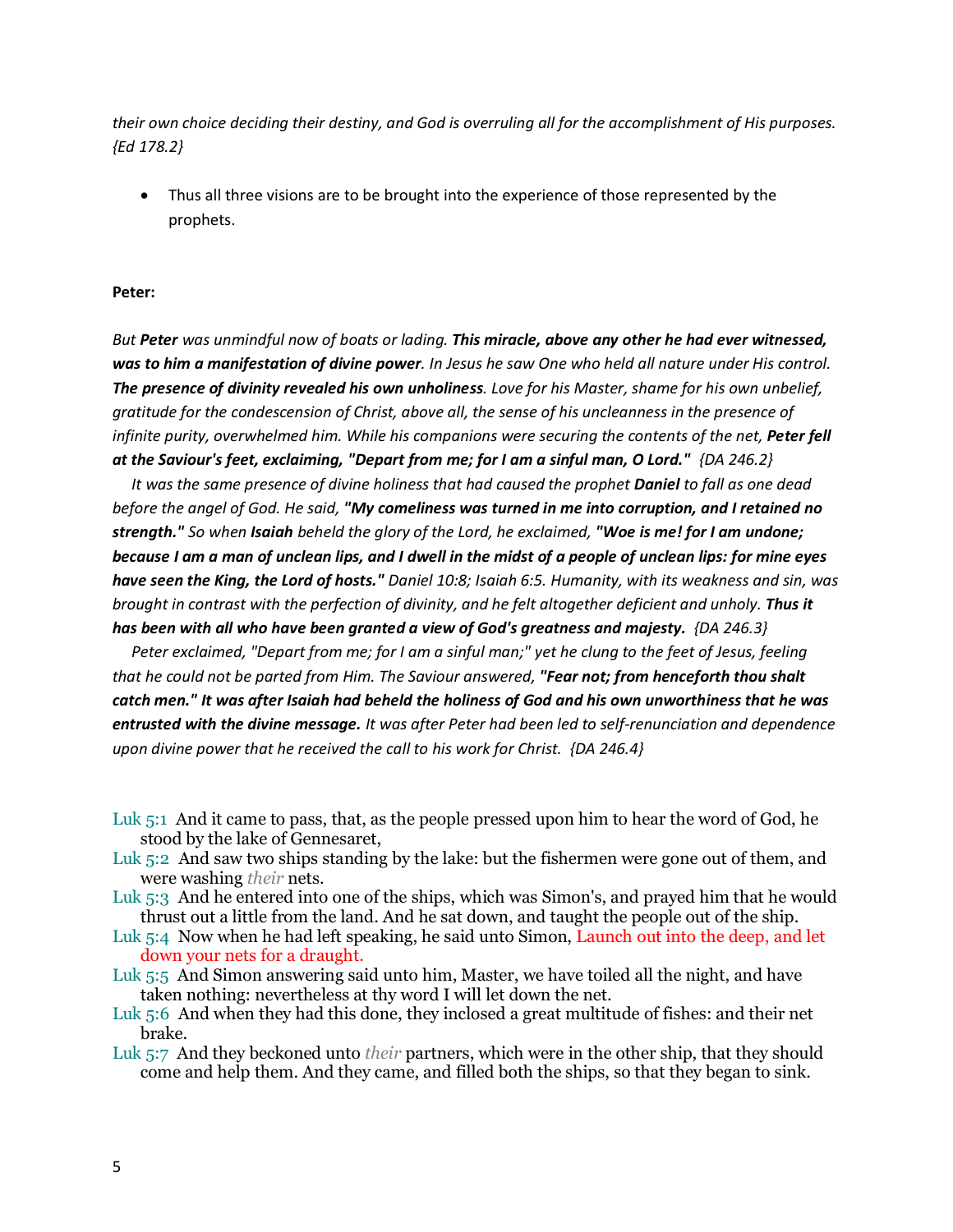*their own choice deciding their destiny, and God is overruling all for the accomplishment of His purposes. {Ed 178.2}*

- Thus all three visions are to be brought into the experience of those represented by the prophets.

**Peter:**

*But **Peter** was unmindful now of boats or lading. **This miracle, above any other he had ever witnessed, was to him a manifestation of divine power**. In Jesus he saw One who held all nature under His control. **The presence of divinity revealed his own unholiness**. Love for his Master, shame for his own unbelief, gratitude for the condescension of Christ, above all, the sense of his uncleanness in the presence of infinite purity, overwhelmed him. While his companions were securing the contents of the net, **Peter fell at the Saviour's feet, exclaiming, "Depart from me; for I am a sinful man, O Lord."** {DA 246.2}*

*It was the same presence of divine holiness that had caused the prophet **Daniel** to fall as one dead before the angel of God. He said, **"My comeliness was turned in me into corruption, and I retained no strength."** So when **Isaiah** beheld the glory of the Lord, he exclaimed, **"Woe is me! for I am undone; because I am a man of unclean lips, and I dwell in the midst of a people of unclean lips: for mine eyes have seen the King, the Lord of hosts."** Daniel 10:8; Isaiah 6:5. Humanity, with its weakness and sin, was brought in contrast with the perfection of divinity, and he felt altogether deficient and unholy. **Thus it has been with all who have been granted a view of God's greatness and majesty.** {DA 246.3}*

*Peter exclaimed, "Depart from me; for I am a sinful man;" yet he clung to the feet of Jesus, feeling that he could not be parted from Him. The Saviour answered, **"Fear not; from henceforth thou shalt catch men." It was after Isaiah had beheld the holiness of God and his own unworthiness that he was entrusted with the divine message.** It was after Peter had been led to self-renunciation and dependence upon divine power that he received the call to his work for Christ. {DA 246.4}*

Luk 5:1 And it came to pass, that, as the people pressed upon him to hear the word of God, he stood by the lake of Gennesaret,

Luk 5:2 And saw two ships standing by the lake: but the fishermen were gone out of them, and were washing *their* nets.

Luk 5:3 And he entered into one of the ships, which was Simon's, and prayed him that he would thrust out a little from the land. And he sat down, and taught the people out of the ship.

Luk 5:4 Now when he had left speaking, he said unto Simon, Launch out into the deep, and let down your nets for a draught.

Luk 5:5 And Simon answering said unto him, Master, we have toiled all the night, and have taken nothing: nevertheless at thy word I will let down the net.

Luk 5:6 And when they had this done, they inclosed a great multitude of fishes: and their net brake.

Luk 5:7 And they beckoned unto *their* partners, which were in the other ship, that they should come and help them. And they came, and filled both the ships, so that they began to sink.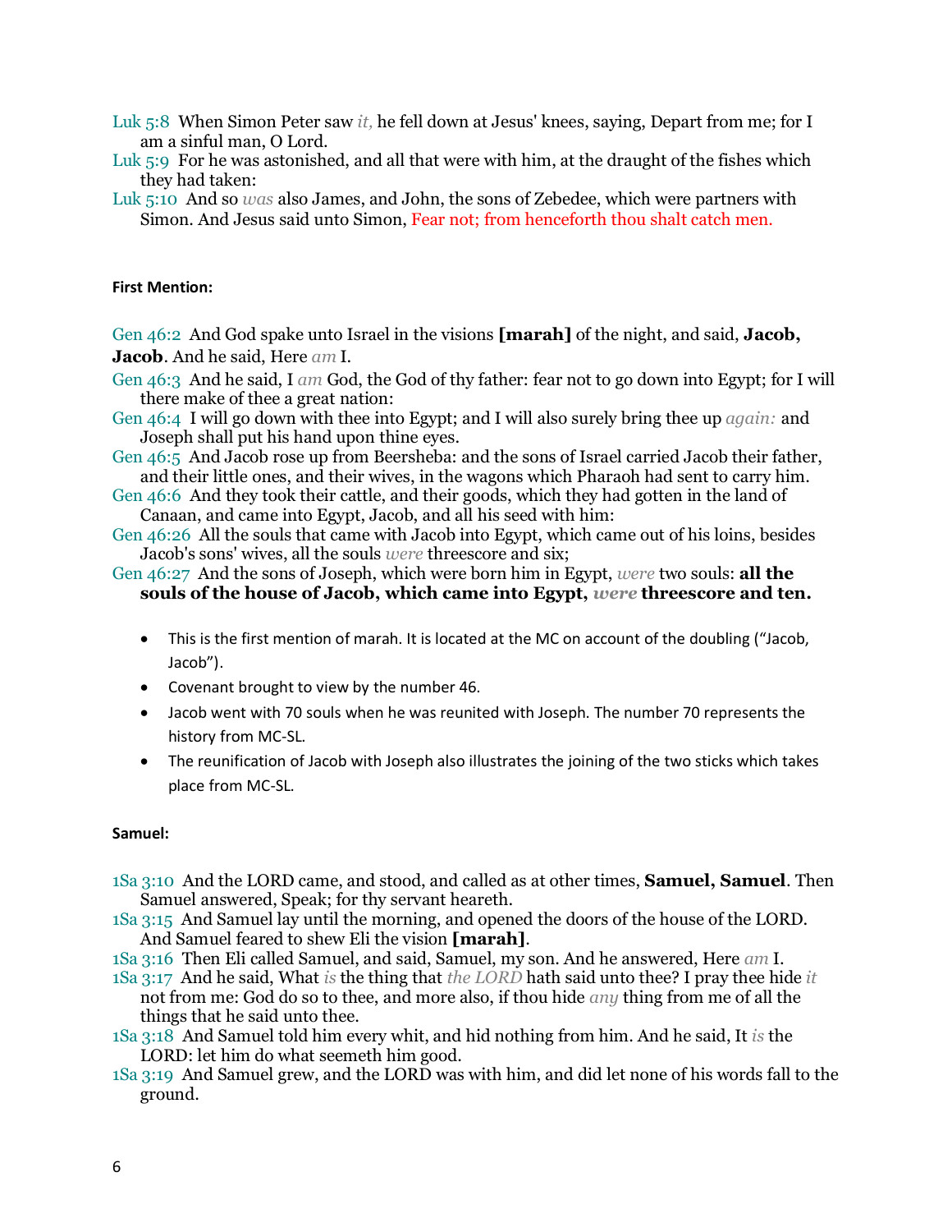Luk 5:8 When Simon Peter saw *it,* he fell down at Jesus' knees, saying, Depart from me; for I am a sinful man, O Lord.
Luk 5:9 For he was astonished, and all that were with him, at the draught of the fishes which they had taken:
Luk 5:10 And so *was* also James, and John, the sons of Zebedee, which were partners with Simon. And Jesus said unto Simon, Fear not; from henceforth thou shalt catch men.

#### First Mention:

Gen 46:2 And God spake unto Israel in the visions **[marah]** of the night, and said, **Jacob, Jacob**. And he said, Here *am* I.
Gen 46:3 And he said, I *am* God, the God of thy father: fear not to go down into Egypt; for I will there make of thee a great nation:
Gen 46:4 I will go down with thee into Egypt; and I will also surely bring thee up *again:* and Joseph shall put his hand upon thine eyes.
Gen 46:5 And Jacob rose up from Beersheba: and the sons of Israel carried Jacob their father, and their little ones, and their wives, in the wagons which Pharaoh had sent to carry him.
Gen 46:6 And they took their cattle, and their goods, which they had gotten in the land of Canaan, and came into Egypt, Jacob, and all his seed with him:
Gen 46:26 All the souls that came with Jacob into Egypt, which came out of his loins, besides Jacob's sons' wives, all the souls *were* threescore and six;
Gen 46:27 And the sons of Joseph, which were born him in Egypt, *were* two souls: **all the souls of the house of Jacob, which came into Egypt, *were* threescore and ten.**

- This is the first mention of marah. It is located at the MC on account of the doubling ("Jacob, Jacob").
- Covenant brought to view by the number 46.
- Jacob went with 70 souls when he was reunited with Joseph. The number 70 represents the history from MC-SL.
- The reunification of Jacob with Joseph also illustrates the joining of the two sticks which takes place from MC-SL.

#### Samuel:

1Sa 3:10 And the LORD came, and stood, and called as at other times, **Samuel, Samuel**. Then Samuel answered, Speak; for thy servant heareth.
1Sa 3:15 And Samuel lay until the morning, and opened the doors of the house of the LORD. And Samuel feared to shew Eli the vision **[marah]**.
1Sa 3:16 Then Eli called Samuel, and said, Samuel, my son. And he answered, Here *am* I.
1Sa 3:17 And he said, What *is* the thing that *the LORD* hath said unto thee? I pray thee hide *it* not from me: God do so to thee, and more also, if thou hide *any* thing from me of all the things that he said unto thee.
1Sa 3:18 And Samuel told him every whit, and hid nothing from him. And he said, It *is* the LORD: let him do what seemeth him good.
1Sa 3:19 And Samuel grew, and the LORD was with him, and did let none of his words fall to the ground.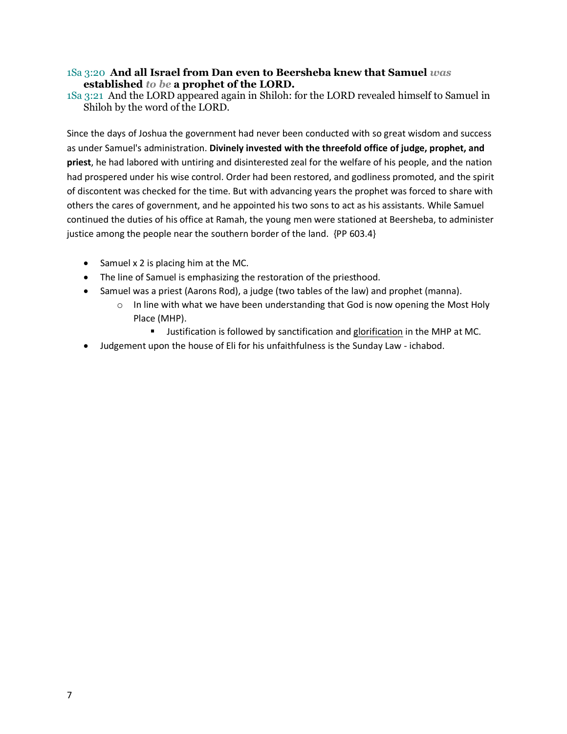1Sa 3:20 **And all Israel from Dan even to Beersheba knew that Samuel *was* established *to be* a prophet of the LORD.**

1Sa 3:21 And the LORD appeared again in Shiloh: for the LORD revealed himself to Samuel in Shiloh by the word of the LORD.

Since the days of Joshua the government had never been conducted with so great wisdom and success as under Samuel's administration. **Divinely invested with the threefold office of judge, prophet, and priest**, he had labored with untiring and disinterested zeal for the welfare of his people, and the nation had prospered under his wise control. Order had been restored, and godliness promoted, and the spirit of discontent was checked for the time. But with advancing years the prophet was forced to share with others the cares of government, and he appointed his two sons to act as his assistants. While Samuel continued the duties of his office at Ramah, the young men were stationed at Beersheba, to administer justice among the people near the southern border of the land. {PP 603.4}

- Samuel x 2 is placing him at the MC.
- The line of Samuel is emphasizing the restoration of the priesthood.
- Samuel was a priest (Aarons Rod), a judge (two tables of the law) and prophet (manna).
  - In line with what we have been understanding that God is now opening the Most Holy Place (MHP).
    - Justification is followed by sanctification and <u>glorification</u> in the MHP at MC.
- Judgement upon the house of Eli for his unfaithfulness is the Sunday Law - ichabod.